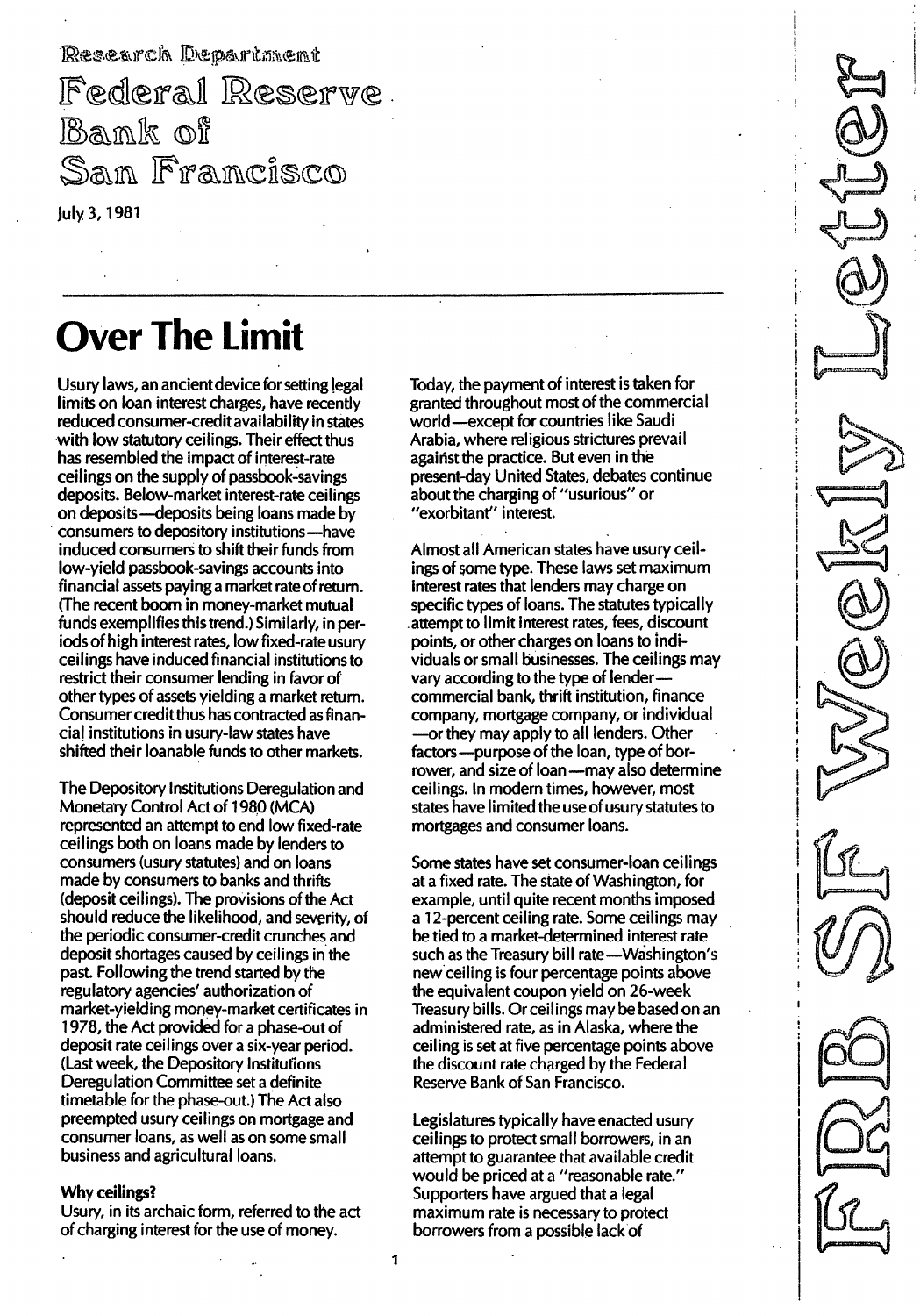Research Department

Federal Reserve Bank of San Francisco

July 3, 1981

FRBSF Weekly Letter

# Over The Limit

Usury laws, an ancient device for setting legal limits on loan interest charges, have recently reduced consumer-credit availability in states with low statutory ceilings. Their effect thus has resembled the impact of interest-rate ceilings on the supply of passbook-savings deposits. Below-market interest-rate ceilings on deposits—deposits being loans made by consumers to depository institutions—have induced consumers to shift their funds from low-yield passbook-savings accounts into financial assets paying a market rate of return. (The recent boom in money-market mutual funds exemplifies this trend.) Similarly, in periods of high interest rates, low fixed-rate usury ceilings have induced financial institutions to restrict their consumer lending in favor of other types of assets yielding a market return. Consumer credit thus has contracted as financial institutions in usury-law states have shifted their loanable funds to other markets.

The Depository Institutions Deregulation and Monetary Control Act of 1980 (MCA) represented an attempt to end low fixed-rate ceilings both on loans made by lenders to consumers (usury statutes) and on loans made by consumers to banks and thrifts (deposit ceilings). The provisions of the Act should reduce the likelihood, and severity, of the periodic consumer-credit crunches and deposit shortages caused by ceilings in the past. Following the trend started by the regulatory agencies' authorization of market-yielding money-market certificates in 1978, the Act provided for a phase-out of deposit rate ceilings over a six-year period. (Last week, the Depository Institutions Deregulation Committee set a definite timetable for the phase-out.) The Act also preempted usury ceilings on mortgage and consumer loans, as well as on some small business and agricultural loans.

**Why ceilings?**

Usury, in its archaic form, referred to the act of charging interest for the use of money. Today, the payment of interest is taken for granted throughout most of the commercial world—except for countries like Saudi Arabia, where religious strictures prevail against the practice. But even in the present-day United States, debates continue about the charging of "usurious" or "exorbitant" interest.

Almost all American states have usury ceilings of some type. These laws set maximum interest rates that lenders may charge on specific types of loans. The statutes typically attempt to limit interest rates, fees, discount points, or other charges on loans to individuals or small businesses. The ceilings may vary according to the type of lender—commercial bank, thrift institution, finance company, mortgage company, or individual—or they may apply to all lenders. Other factors—purpose of the loan, type of borrower, and size of loan—may also determine ceilings. In modern times, however, most states have limited the use of usury statutes to mortgages and consumer loans.

Some states have set consumer-loan ceilings at a fixed rate. The state of Washington, for example, until quite recent months imposed a 12-percent ceiling rate. Some ceilings may be tied to a market-determined interest rate such as the Treasury bill rate—Washington's new ceiling is four percentage points above the equivalent coupon yield on 26-week Treasury bills. Or ceilings may be based on an administered rate, as in Alaska, where the ceiling is set at five percentage points above the discount rate charged by the Federal Reserve Bank of San Francisco.

Legislatures typically have enacted usury ceilings to protect small borrowers, in an attempt to guarantee that available credit would be priced at a "reasonable rate." Supporters have argued that a legal maximum rate is necessary to protect borrowers from a possible lack of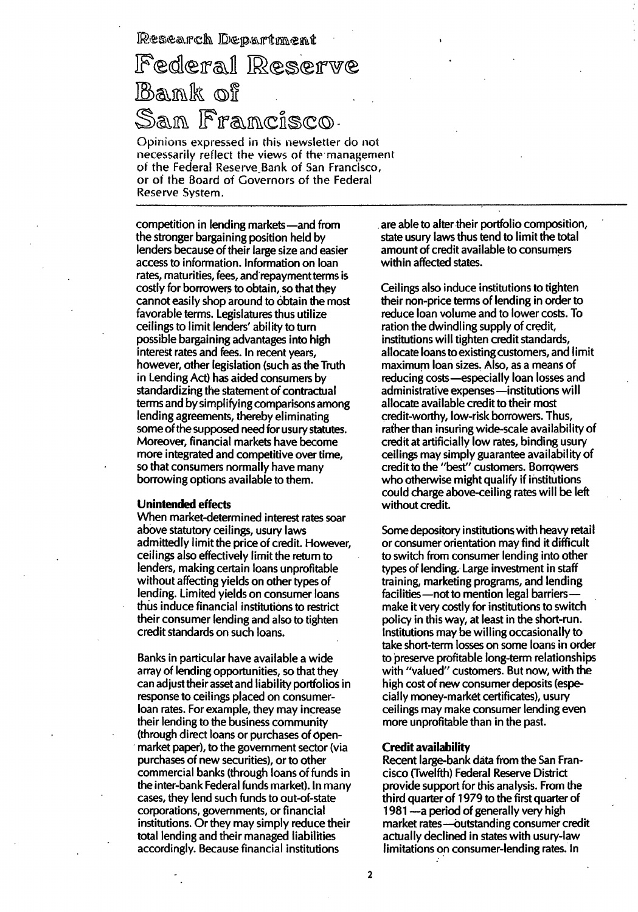Research Department

# Federal Reserve Bank of San Francisco

Opinions expressed in this newsletter do not necessarily reflect the views of the management of the Federal Reserve Bank of San Francisco, or of the Board of Governors of the Federal Reserve System.

---

competition in lending markets—and from the stronger bargaining position held by lenders because of their large size and easier access to information. Information on loan rates, maturities, fees, and repayment terms is costly for borrowers to obtain, so that they cannot easily shop around to obtain the most favorable terms. Legislatures thus utilize ceilings to limit lenders' ability to turn possible bargaining advantages into high interest rates and fees. In recent years, however, other legislation (such as the Truth in Lending Act) has aided consumers by standardizing the statement of contractual terms and by simplifying comparisons among lending agreements, thereby eliminating some of the supposed need for usury statutes. Moreover, financial markets have become more integrated and competitive over time, so that consumers normally have many borrowing options available to them.

### Unintended effects

When market-determined interest rates soar above statutory ceilings, usury laws admittedly limit the price of credit. However, ceilings also effectively limit the return to lenders, making certain loans unprofitable without affecting yields on other types of lending. Limited yields on consumer loans thus induce financial institutions to restrict their consumer lending and also to tighten credit standards on such loans.

Banks in particular have available a wide array of lending opportunities, so that they can adjust their asset and liability portfolios in response to ceilings placed on consumer-loan rates. For example, they may increase their lending to the business community (through direct loans or purchases of open-market paper), to the government sector (via purchases of new securities), or to other commercial banks (through loans of funds in the inter-bank Federal funds market). In many cases, they lend such funds to out-of-state corporations, governments, or financial institutions. Or they may simply reduce their total lending and their managed liabilities accordingly. Because financial institutions are able to alter their portfolio composition, state usury laws thus tend to limit the total amount of credit available to consumers within affected states.

Ceilings also induce institutions to tighten their non-price terms of lending in order to reduce loan volume and to lower costs. To ration the dwindling supply of credit, institutions will tighten credit standards, allocate loans to existing customers, and limit maximum loan sizes. Also, as a means of reducing costs—especially loan losses and administrative expenses—institutions will allocate available credit to their most credit-worthy, low-risk borrowers. Thus, rather than insuring wide-scale availability of credit at artificially low rates, binding usury ceilings may simply guarantee availability of credit to the "best" customers. Borrowers who otherwise might qualify if institutions could charge above-ceiling rates will be left without credit.

Some depository institutions with heavy retail or consumer orientation may find it difficult to switch from consumer lending into other types of lending. Large investment in staff training, marketing programs, and lending facilities—not to mention legal barriers—make it very costly for institutions to switch policy in this way, at least in the short-run. Institutions may be willing occasionally to take short-term losses on some loans in order to preserve profitable long-term relationships with "valued" customers. But now, with the high cost of new consumer deposits (especially money-market certificates), usury ceilings may make consumer lending even more unprofitable than in the past.

### Credit availability

Recent large-bank data from the San Francisco (Twelfth) Federal Reserve District provide support for this analysis. From the third quarter of 1979 to the first quarter of 1981—a period of generally very high market rates—outstanding consumer credit actually declined in states with usury-law limitations on consumer-lending rates. In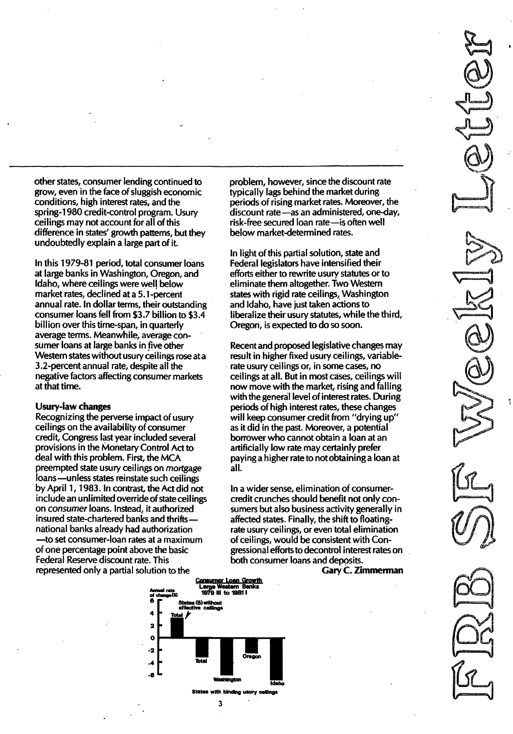other states, consumer lending continued to grow, even in the face of sluggish economic conditions, high interest rates, and the spring-1980 credit-control program. Usury ceilings may not account for all of this difference in states' growth patterns, but they undoubtedly explain a large part of it.

In this 1979-81 period, total consumer loans at large banks in Washington, Oregon, and Idaho, where ceilings were well below market rates, declined at a 5.1-percent annual rate. In dollar terms, their outstanding consumer loans fell from $3.7 billion to $3.4 billion over this time-span, in quarterly average terms. Meanwhile, average consumer loans at large banks in five other Western states without usury ceilings rose at a 3.2-percent annual rate, despite all the negative factors affecting consumer markets at that time.

**Usury-law changes**

Recognizing the perverse impact of usury ceilings on the availability of consumer credit, Congress last year included several provisions in the Monetary Control Act to deal with this problem. First, the MCA preempted state usury ceilings on *mortgage* loans—unless states reinstate such ceilings by April 1, 1983. In contrast, the Act did not include an unlimited override of state ceilings on *consumer* loans. Instead, it authorized insured state-chartered banks and thrifts—national banks already had authorization—to set consumer-loan rates at a maximum of one percentage point above the basic Federal Reserve discount rate. This represented only a partial solution to the problem, however, since the discount rate typically lags behind the market during periods of rising market rates. Moreover, the discount rate—as an administered, one-day, risk-free secured loan rate—is often well below market-determined rates.

In light of this partial solution, state and Federal legislators have intensified their efforts either to rewrite usury statutes or to eliminate them altogether. Two Western states with rigid rate ceilings, Washington and Idaho, have just taken actions to liberalize their usury statutes, while the third, Oregon, is expected to do so soon.

Recent and proposed legislative changes may result in higher fixed usury ceilings, variable-rate usury ceilings or, in some cases, no ceilings at all. But in most cases, ceilings will now move with the market, rising and falling with the general level of interest rates. During periods of high interest rates, these changes will keep consumer credit from "drying up" as it did in the past. Moreover, a potential borrower who cannot obtain a loan at an artificially low rate may certainly prefer paying a higher rate to not obtaining a loan at all.

In a wider sense, elimination of consumer-credit crunches should benefit not only consumers but also business activity generally in affected states. Finally, the shift to floating-rate usury ceilings, or even total elimination of ceilings, would be consistent with Congressional efforts to decontrol interest rates on both consumer loans and deposits.

**Gary C. Zimmerman**

**Consumer Loan Growth**
**Large Western Banks**
**1979 III to 1981 I**

Annual rate of change (%)

States (5) without effective ceilings: Total

States with binding usury ceilings: Total, Washington, Oregon, Idaho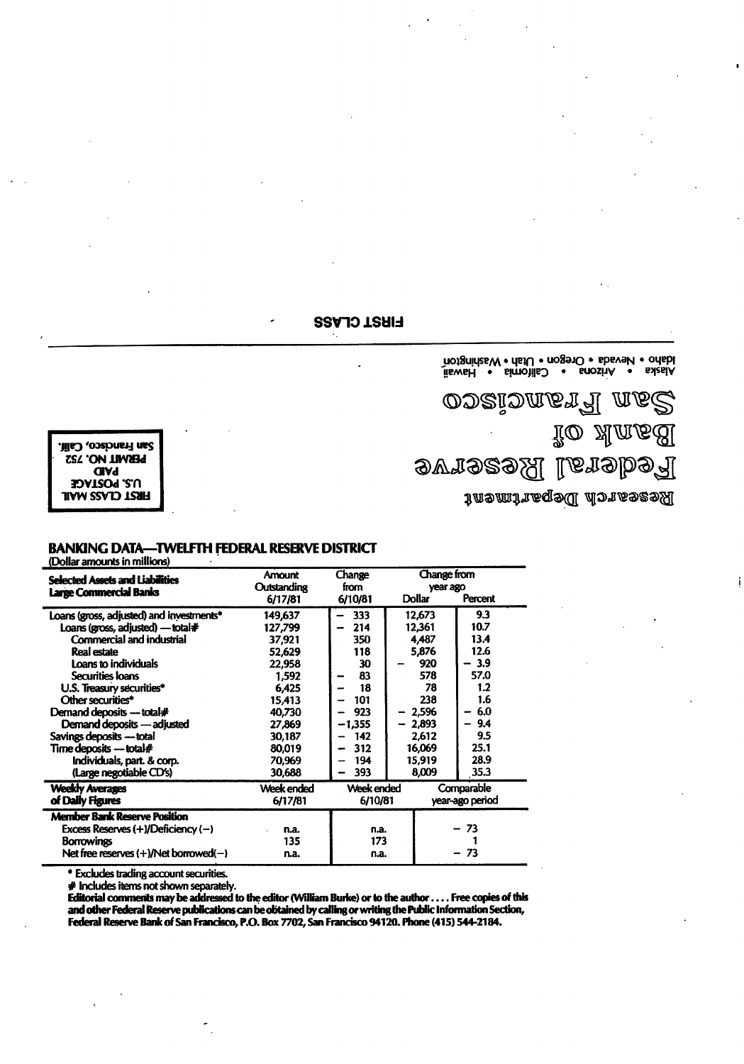FIRST CLASS

# Research Department
# Federal Reserve Bank of San Francisco

Alaska • Arizona • California • Hawaii
Idaho • Nevada • Oregon • Utah • Washington

FIRST CLASS MAIL
U.S. POSTAGE
PAID
PERMIT NO. 752
San Francisco, Calif.

## BANKING DATA—TWELFTH FEDERAL RESERVE DISTRICT

(Dollar amounts in millions)

| Selected Assets and Liabilities Large Commercial Banks | Amount Outstanding 6/17/81 | Change from 6/10/81 | Change from year ago | |
|---|---|---|---|---|
| | | | Dollar | Percent |
| Loans (gross, adjusted) and investments* | 149,637 | − 333 | 12,673 | 9.3 |
| Loans (gross, adjusted) — total# | 127,799 | − 214 | 12,361 | 10.7 |
| Commercial and industrial | 37,921 | 350 | 4,487 | 13.4 |
| Real estate | 52,629 | 118 | 5,876 | 12.6 |
| Loans to individuals | 22,958 | 30 | − 920 | − 3.9 |
| Securities loans | 1,592 | − 83 | 578 | 57.0 |
| U.S. Treasury securities* | 6,425 | − 18 | 78 | 1.2 |
| Other securities* | 15,413 | − 101 | 238 | 1.6 |
| Demand deposits — total# | 40,730 | − 923 | − 2,596 | − 6.0 |
| Demand deposits — adjusted | 27,869 | −1,355 | − 2,893 | − 9.4 |
| Savings deposits — total | 30,187 | − 142 | 2,612 | 9.5 |
| Time deposits — total# | 80,019 | − 312 | 16,069 | 25.1 |
| Individuals, part. & corp. | 70,969 | − 194 | 15,919 | 28.9 |
| (Large negotiable CD's) | 30,688 | − 393 | 8,009 | 35.3 |
| **Weekly Averages of Daily Figures** | **Week ended 6/17/81** | **Week ended 6/10/81** | **Comparable year-ago period** | |
| **Member Bank Reserve Position** | | | | |
| Excess Reserves (+)/Deficiency (−) | n.a. | n.a. | − 73 | |
| Borrowings | 135 | 173 | 1 | |
| Net free reserves (+)/Net borrowed(−) | n.a. | n.a. | − 73 | |

\* Excludes trading account securities.

\# Includes items not shown separately.

**Editorial comments may be addressed to the editor (William Burke) or to the author . . . . Free copies of this and other Federal Reserve publications can be obtained by calling or writing the Public Information Section, Federal Reserve Bank of San Francisco, P.O. Box 7702, San Francisco 94120. Phone (415) 544-2184.**